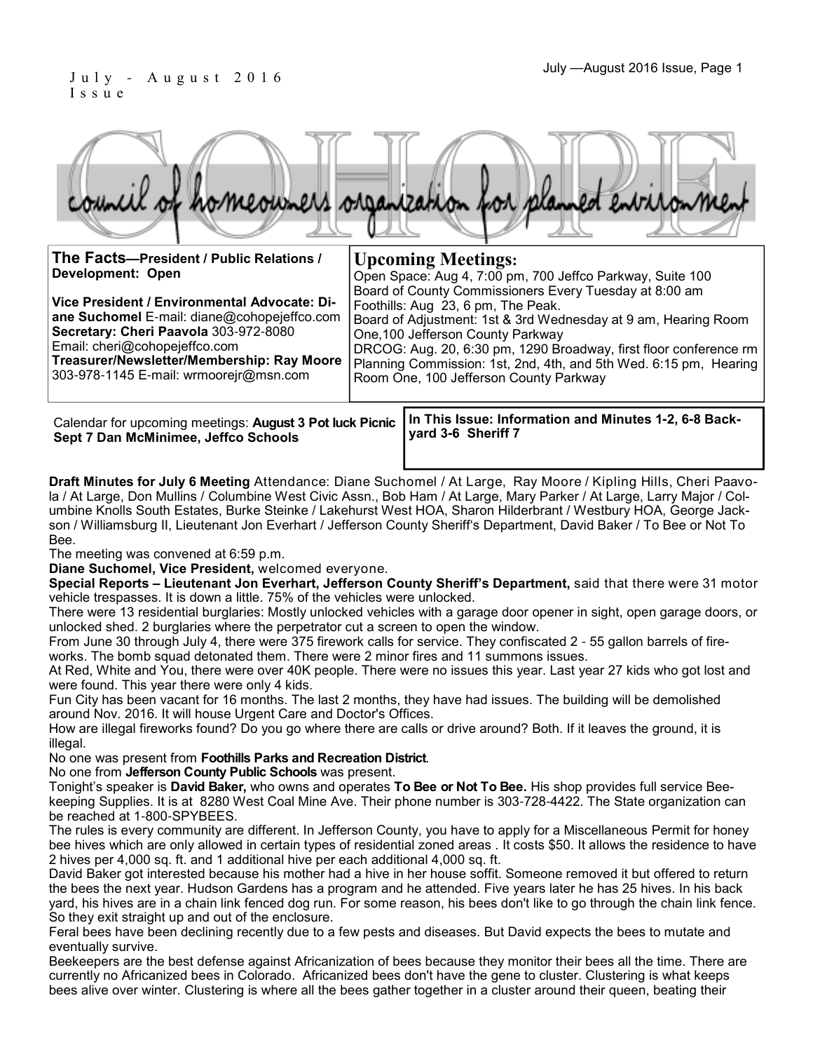July - August 2016 Issue

# COHOPE

council of homeowners organization for planned environment

**The Facts—President / Public Relations / Development: Open**

**Vice President / Environmental Advocate: Diane Suchomel** E-mail: diane@cohopejeffco.com
**Secretary: Cheri Paavola** 303-972-8080
Email: cheri@cohopejeffco.com
**Treasurer/Newsletter/Membership: Ray Moore** 303-978-1145 E-mail: wrmoorejr@msn.com

## Upcoming Meetings:

Open Space: Aug 4, 7:00 pm, 700 Jeffco Parkway, Suite 100
Board of County Commissioners Every Tuesday at 8:00 am
Foothills: Aug 23, 6 pm, The Peak.
Board of Adjustment: 1st & 3rd Wednesday at 9 am, Hearing Room One,100 Jefferson County Parkway
DRCOG: Aug. 20, 6:30 pm, 1290 Broadway, first floor conference rm
Planning Commission: 1st, 2nd, 4th, and 5th Wed. 6:15 pm, Hearing Room One, 100 Jefferson County Parkway

Calendar for upcoming meetings: **August 3 Pot luck Picnic Sept 7 Dan McMinimee, Jeffco Schools**

**In This Issue: Information and Minutes 1-2, 6-8 Backyard 3-6 Sheriff 7**

**Draft Minutes for July 6 Meeting** Attendance: Diane Suchomel / At Large, Ray Moore / Kipling Hills, Cheri Paavola / At Large, Don Mullins / Columbine West Civic Assn., Bob Ham / At Large, Mary Parker / At Large, Larry Major / Columbine Knolls South Estates, Burke Steinke / Lakehurst West HOA, Sharon Hilderbrant / Westbury HOA, George Jackson / Williamsburg II, Lieutenant Jon Everhart / Jefferson County Sheriff's Department, David Baker / To Bee or Not To Bee.

The meeting was convened at 6:59 p.m.

**Diane Suchomel, Vice President,** welcomed everyone.

**Special Reports – Lieutenant Jon Everhart, Jefferson County Sheriff's Department,** said that there were 31 motor vehicle trespasses. It is down a little. 75% of the vehicles were unlocked.

There were 13 residential burglaries: Mostly unlocked vehicles with a garage door opener in sight, open garage doors, or unlocked shed. 2 burglaries where the perpetrator cut a screen to open the window.

From June 30 through July 4, there were 375 firework calls for service. They confiscated 2 - 55 gallon barrels of fireworks. The bomb squad detonated them. There were 2 minor fires and 11 summons issues.

At Red, White and You, there were over 40K people. There were no issues this year. Last year 27 kids who got lost and were found. This year there were only 4 kids.

Fun City has been vacant for 16 months. The last 2 months, they have had issues. The building will be demolished around Nov. 2016. It will house Urgent Care and Doctor's Offices.

How are illegal fireworks found? Do you go where there are calls or drive around? Both. If it leaves the ground, it is illegal.

No one was present from **Foothills Parks and Recreation District**.

No one from **Jefferson County Public Schools** was present.

Tonight's speaker is **David Baker,** who owns and operates **To Bee or Not To Bee.** His shop provides full service Beekeeping Supplies. It is at 8280 West Coal Mine Ave. Their phone number is 303-728-4422. The State organization can be reached at 1-800-SPYBEES.

The rules is every community are different. In Jefferson County, you have to apply for a Miscellaneous Permit for honey bee hives which are only allowed in certain types of residential zoned areas . It costs $50. It allows the residence to have 2 hives per 4,000 sq. ft. and 1 additional hive per each additional 4,000 sq. ft.

David Baker got interested because his mother had a hive in her house soffit. Someone removed it but offered to return the bees the next year. Hudson Gardens has a program and he attended. Five years later he has 25 hives. In his back yard, his hives are in a chain link fenced dog run. For some reason, his bees don't like to go through the chain link fence. So they exit straight up and out of the enclosure.

Feral bees have been declining recently due to a few pests and diseases. But David expects the bees to mutate and eventually survive.

Beekeepers are the best defense against Africanization of bees because they monitor their bees all the time. There are currently no Africanized bees in Colorado. Africanized bees don't have the gene to cluster. Clustering is what keeps bees alive over winter. Clustering is where all the bees gather together in a cluster around their queen, beating their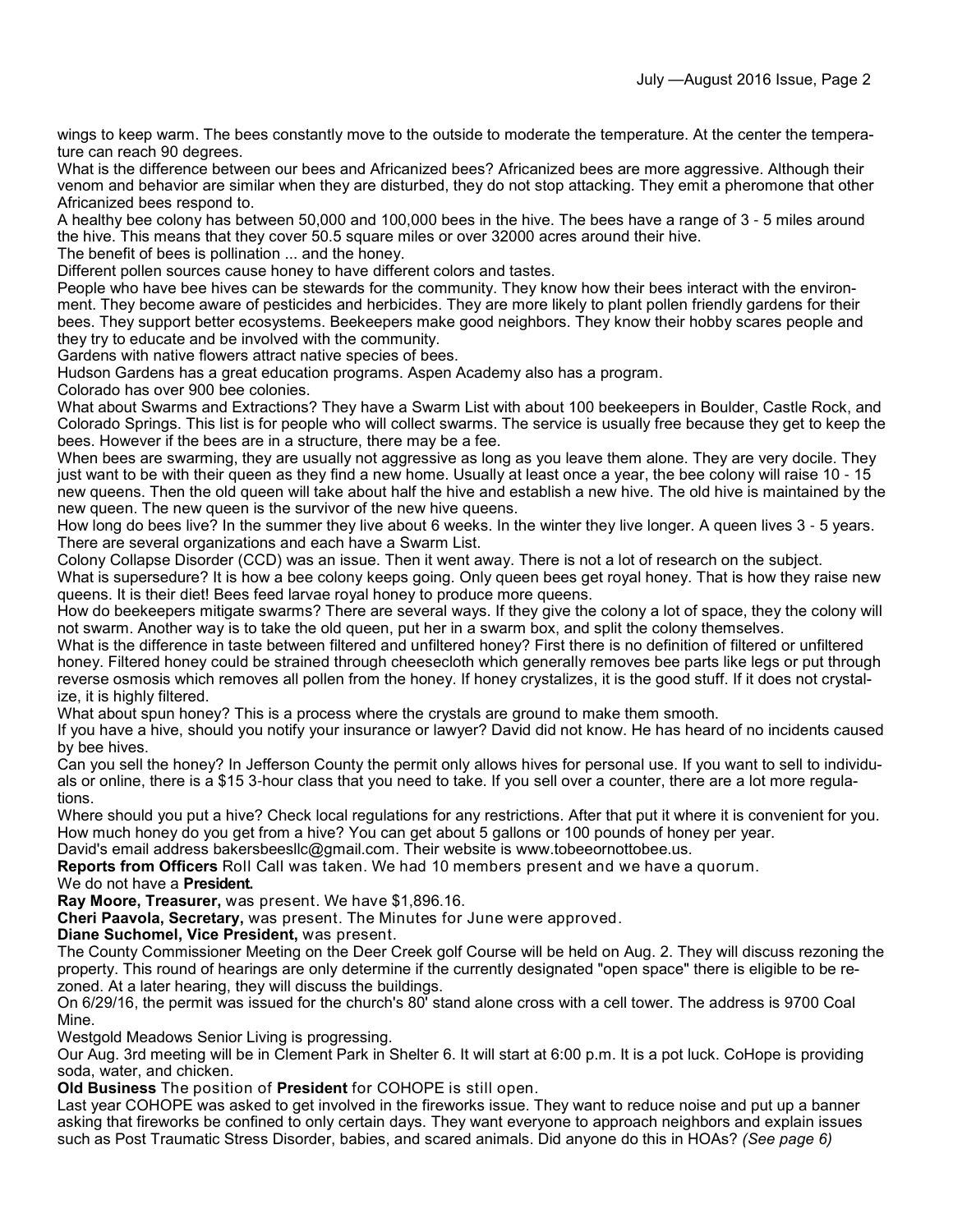wings to keep warm. The bees constantly move to the outside to moderate the temperature. At the center the temperature can reach 90 degrees.

What is the difference between our bees and Africanized bees? Africanized bees are more aggressive. Although their venom and behavior are similar when they are disturbed, they do not stop attacking. They emit a pheromone that other Africanized bees respond to.

A healthy bee colony has between 50,000 and 100,000 bees in the hive. The bees have a range of 3 - 5 miles around the hive. This means that they cover 50.5 square miles or over 32000 acres around their hive.

The benefit of bees is pollination ... and the honey.

Different pollen sources cause honey to have different colors and tastes.

People who have bee hives can be stewards for the community. They know how their bees interact with the environment. They become aware of pesticides and herbicides. They are more likely to plant pollen friendly gardens for their bees. They support better ecosystems. Beekeepers make good neighbors. They know their hobby scares people and they try to educate and be involved with the community.

Gardens with native flowers attract native species of bees.

Hudson Gardens has a great education programs. Aspen Academy also has a program.

Colorado has over 900 bee colonies.

What about Swarms and Extractions? They have a Swarm List with about 100 beekeepers in Boulder, Castle Rock, and Colorado Springs. This list is for people who will collect swarms. The service is usually free because they get to keep the bees. However if the bees are in a structure, there may be a fee.

When bees are swarming, they are usually not aggressive as long as you leave them alone. They are very docile. They just want to be with their queen as they find a new home. Usually at least once a year, the bee colony will raise 10 - 15 new queens. Then the old queen will take about half the hive and establish a new hive. The old hive is maintained by the new queen. The new queen is the survivor of the new hive queens.

How long do bees live? In the summer they live about 6 weeks. In the winter they live longer. A queen lives 3 - 5 years.

There are several organizations and each have a Swarm List.

Colony Collapse Disorder (CCD) was an issue. Then it went away. There is not a lot of research on the subject.

What is supersedure? It is how a bee colony keeps going. Only queen bees get royal honey. That is how they raise new queens. It is their diet! Bees feed larvae royal honey to produce more queens.

How do beekeepers mitigate swarms? There are several ways. If they give the colony a lot of space, they the colony will not swarm. Another way is to take the old queen, put her in a swarm box, and split the colony themselves.

What is the difference in taste between filtered and unfiltered honey? First there is no definition of filtered or unfiltered honey. Filtered honey could be strained through cheesecloth which generally removes bee parts like legs or put through reverse osmosis which removes all pollen from the honey. If honey crystalizes, it is the good stuff. If it does not crystalize, it is highly filtered.

What about spun honey? This is a process where the crystals are ground to make them smooth.

If you have a hive, should you notify your insurance or lawyer? David did not know. He has heard of no incidents caused by bee hives.

Can you sell the honey? In Jefferson County the permit only allows hives for personal use. If you want to sell to individuals or online, there is a $15 3-hour class that you need to take. If you sell over a counter, there are a lot more regulations.

Where should you put a hive? Check local regulations for any restrictions. After that put it where it is convenient for you.

How much honey do you get from a hive? You can get about 5 gallons or 100 pounds of honey per year.

David's email address bakersbeesllc@gmail.com. Their website is www.tobeeornottobee.us.

**Reports from Officers** Roll Call was taken. We had 10 members present and we have a quorum.

We do not have a **President.**

**Ray Moore, Treasurer,** was present. We have $1,896.16.

**Cheri Paavola, Secretary,** was present. The Minutes for June were approved.

**Diane Suchomel, Vice President,** was present.

The County Commissioner Meeting on the Deer Creek golf Course will be held on Aug. 2. They will discuss rezoning the property. This round of hearings are only determine if the currently designated "open space" there is eligible to be rezoned. At a later hearing, they will discuss the buildings.

On 6/29/16, the permit was issued for the church's 80' stand alone cross with a cell tower. The address is 9700 Coal Mine.

Westgold Meadows Senior Living is progressing.

Our Aug. 3rd meeting will be in Clement Park in Shelter 6. It will start at 6:00 p.m. It is a pot luck. CoHope is providing soda, water, and chicken.

**Old Business** The position of **President** for COHOPE is still open.

Last year COHOPE was asked to get involved in the fireworks issue. They want to reduce noise and put up a banner asking that fireworks be confined to only certain days. They want everyone to approach neighbors and explain issues such as Post Traumatic Stress Disorder, babies, and scared animals. Did anyone do this in HOAs? *(See page 6)*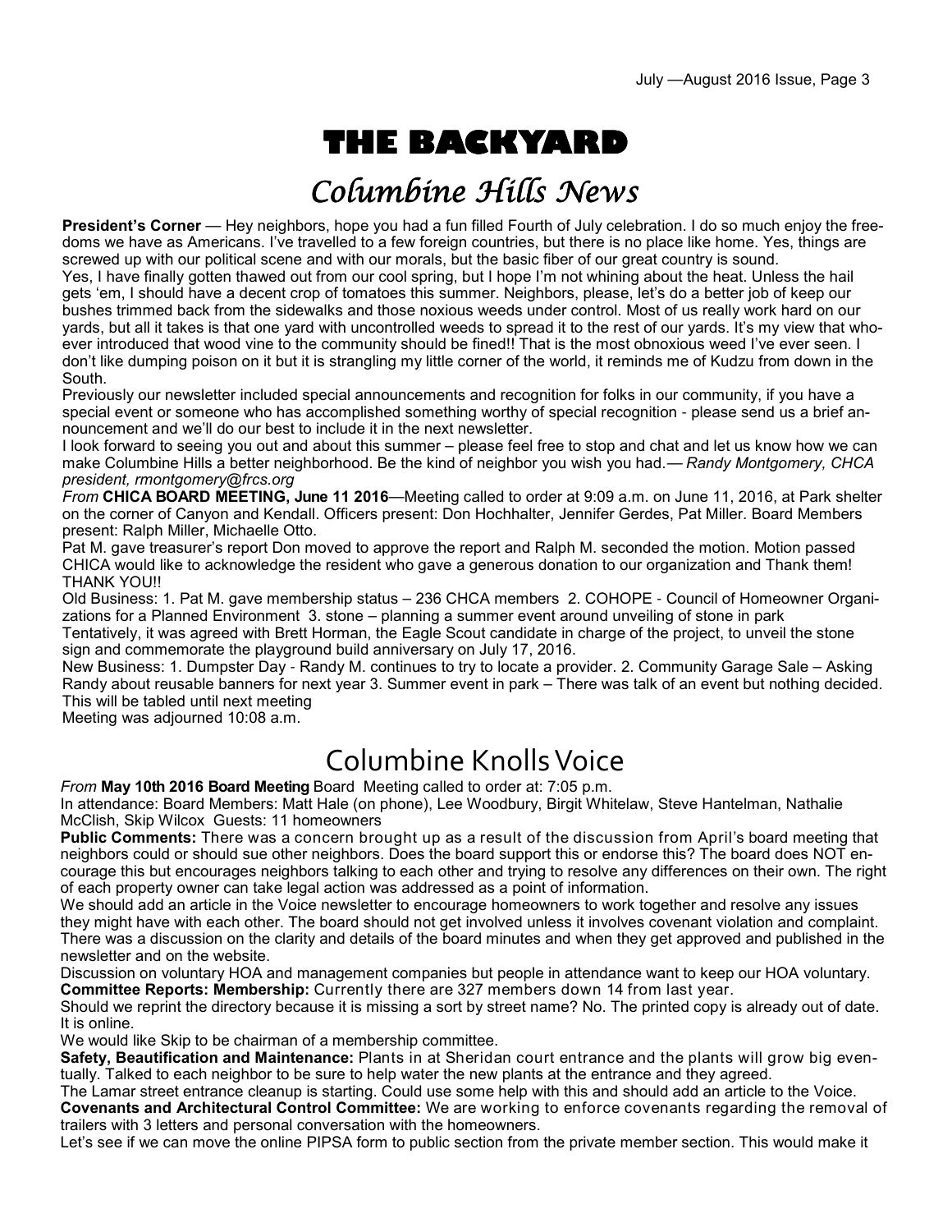# THE BACKYARD

## *Columbine Hills News*

**President's Corner** — Hey neighbors, hope you had a fun filled Fourth of July celebration. I do so much enjoy the freedoms we have as Americans. I've travelled to a few foreign countries, but there is no place like home. Yes, things are screwed up with our political scene and with our morals, but the basic fiber of our great country is sound.

Yes, I have finally gotten thawed out from our cool spring, but I hope I'm not whining about the heat. Unless the hail gets 'em, I should have a decent crop of tomatoes this summer. Neighbors, please, let's do a better job of keep our bushes trimmed back from the sidewalks and those noxious weeds under control. Most of us really work hard on our yards, but all it takes is that one yard with uncontrolled weeds to spread it to the rest of our yards. It's my view that whoever introduced that wood vine to the community should be fined!! That is the most obnoxious weed I've ever seen. I don't like dumping poison on it but it is strangling my little corner of the world, it reminds me of Kudzu from down in the South.

Previously our newsletter included special announcements and recognition for folks in our community, if you have a special event or someone who has accomplished something worthy of special recognition - please send us a brief announcement and we'll do our best to include it in the next newsletter.

I look forward to seeing you out and about this summer – please feel free to stop and chat and let us know how we can make Columbine Hills a better neighborhood. Be the kind of neighbor you wish you had.— *Randy Montgomery, CHCA president, rmontgomery@frcs.org*

*From* **CHICA BOARD MEETING, June 11 2016**—Meeting called to order at 9:09 a.m. on June 11, 2016, at Park shelter on the corner of Canyon and Kendall. Officers present: Don Hochhalter, Jennifer Gerdes, Pat Miller. Board Members present: Ralph Miller, Michaelle Otto.

Pat M. gave treasurer's report Don moved to approve the report and Ralph M. seconded the motion. Motion passed

CHICA would like to acknowledge the resident who gave a generous donation to our organization and Thank them! THANK YOU!!

Old Business: 1. Pat M. gave membership status – 236 CHCA members 2. COHOPE - Council of Homeowner Organizations for a Planned Environment 3. stone – planning a summer event around unveiling of stone in park

Tentatively, it was agreed with Brett Horman, the Eagle Scout candidate in charge of the project, to unveil the stone sign and commemorate the playground build anniversary on July 17, 2016.

New Business: 1. Dumpster Day - Randy M. continues to try to locate a provider. 2. Community Garage Sale – Asking Randy about reusable banners for next year 3. Summer event in park – There was talk of an event but nothing decided. This will be tabled until next meeting

Meeting was adjourned 10:08 a.m.

## Columbine Knolls Voice

*From* **May 10th 2016 Board Meeting** Board Meeting called to order at: 7:05 p.m.

In attendance: Board Members: Matt Hale (on phone), Lee Woodbury, Birgit Whitelaw, Steve Hantelman, Nathalie McClish, Skip Wilcox Guests: 11 homeowners

**Public Comments:** There was a concern brought up as a result of the discussion from April's board meeting that neighbors could or should sue other neighbors. Does the board support this or endorse this? The board does NOT encourage this but encourages neighbors talking to each other and trying to resolve any differences on their own. The right of each property owner can take legal action was addressed as a point of information.

We should add an article in the Voice newsletter to encourage homeowners to work together and resolve any issues they might have with each other. The board should not get involved unless it involves covenant violation and complaint. There was a discussion on the clarity and details of the board minutes and when they get approved and published in the newsletter and on the website.

Discussion on voluntary HOA and management companies but people in attendance want to keep our HOA voluntary.

**Committee Reports: Membership:** Currently there are 327 members down 14 from last year.

Should we reprint the directory because it is missing a sort by street name? No. The printed copy is already out of date. It is online.

We would like Skip to be chairman of a membership committee.

**Safety, Beautification and Maintenance:** Plants in at Sheridan court entrance and the plants will grow big eventually. Talked to each neighbor to be sure to help water the new plants at the entrance and they agreed.

The Lamar street entrance cleanup is starting. Could use some help with this and should add an article to the Voice.

**Covenants and Architectural Control Committee:** We are working to enforce covenants regarding the removal of trailers with 3 letters and personal conversation with the homeowners.

Let's see if we can move the online PIPSA form to public section from the private member section. This would make it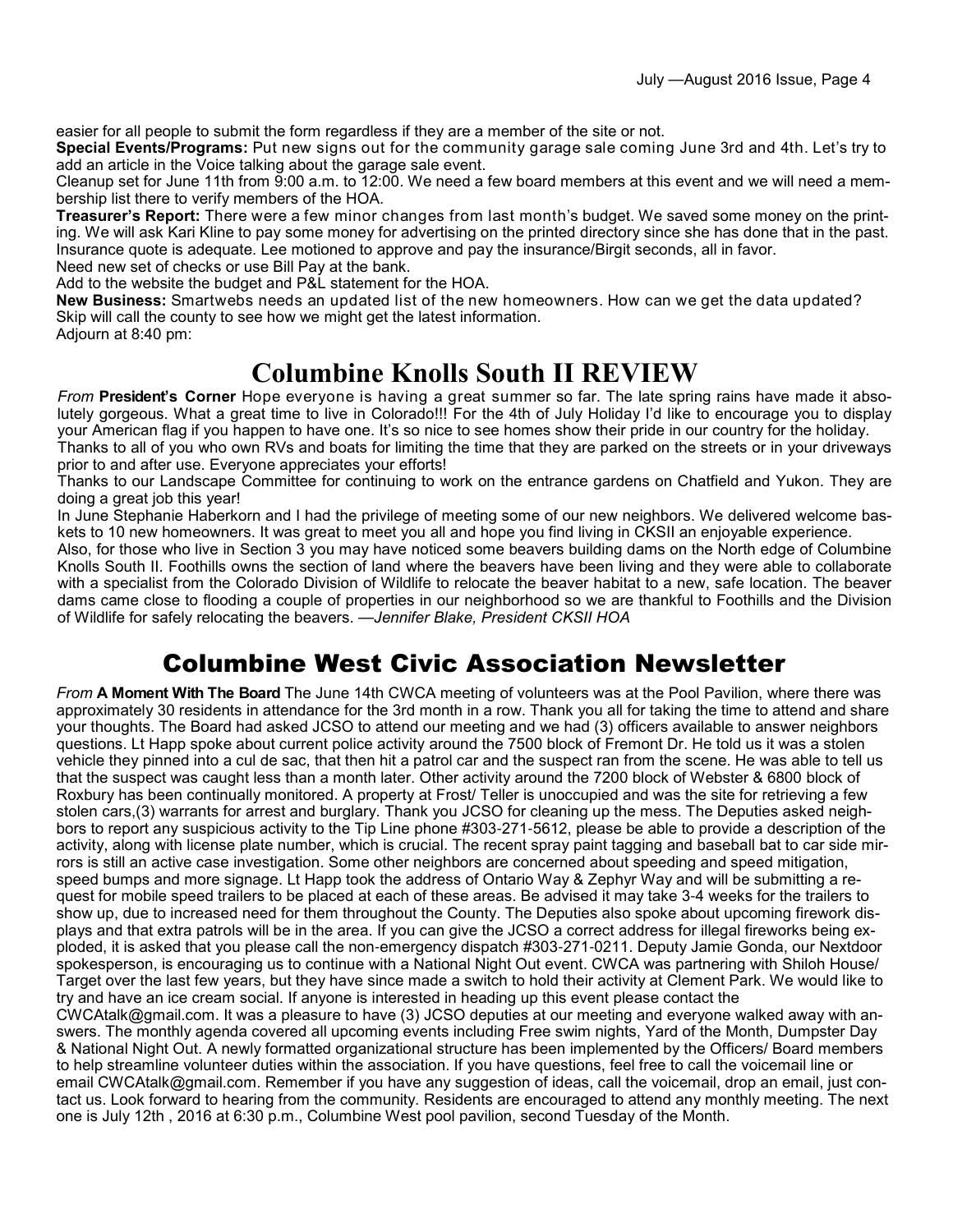easier for all people to submit the form regardless if they are a member of the site or not.

**Special Events/Programs:** Put new signs out for the community garage sale coming June 3rd and 4th. Let's try to add an article in the Voice talking about the garage sale event.

Cleanup set for June 11th from 9:00 a.m. to 12:00. We need a few board members at this event and we will need a membership list there to verify members of the HOA.

**Treasurer's Report:** There were a few minor changes from last month's budget. We saved some money on the printing. We will ask Kari Kline to pay some money for advertising on the printed directory since she has done that in the past. Insurance quote is adequate. Lee motioned to approve and pay the insurance/Birgit seconds, all in favor.

Need new set of checks or use Bill Pay at the bank.

Add to the website the budget and P&L statement for the HOA.

**New Business:** Smartwebs needs an updated list of the new homeowners. How can we get the data updated? Skip will call the county to see how we might get the latest information.

Adjourn at 8:40 pm:

# Columbine Knolls South II REVIEW

*From* **President's Corner** Hope everyone is having a great summer so far. The late spring rains have made it absolutely gorgeous. What a great time to live in Colorado!!! For the 4th of July Holiday I'd like to encourage you to display your American flag if you happen to have one. It's so nice to see homes show their pride in our country for the holiday.

Thanks to all of you who own RVs and boats for limiting the time that they are parked on the streets or in your driveways prior to and after use. Everyone appreciates your efforts!

Thanks to our Landscape Committee for continuing to work on the entrance gardens on Chatfield and Yukon. They are doing a great job this year!

In June Stephanie Haberkorn and I had the privilege of meeting some of our new neighbors. We delivered welcome baskets to 10 new homeowners. It was great to meet you all and hope you find living in CKSII an enjoyable experience.

Also, for those who live in Section 3 you may have noticed some beavers building dams on the North edge of Columbine Knolls South II. Foothills owns the section of land where the beavers have been living and they were able to collaborate with a specialist from the Colorado Division of Wildlife to relocate the beaver habitat to a new, safe location. The beaver dams came close to flooding a couple of properties in our neighborhood so we are thankful to Foothills and the Division of Wildlife for safely relocating the beavers. —*Jennifer Blake, President CKSII HOA*

# Columbine West Civic Association Newsletter

*From* **A Moment With The Board** The June 14th CWCA meeting of volunteers was at the Pool Pavilion, where there was approximately 30 residents in attendance for the 3rd month in a row. Thank you all for taking the time to attend and share your thoughts. The Board had asked JCSO to attend our meeting and we had (3) officers available to answer neighbors questions. Lt Happ spoke about current police activity around the 7500 block of Fremont Dr. He told us it was a stolen vehicle they pinned into a cul de sac, that then hit a patrol car and the suspect ran from the scene. He was able to tell us that the suspect was caught less than a month later. Other activity around the 7200 block of Webster & 6800 block of Roxbury has been continually monitored. A property at Frost/ Teller is unoccupied and was the site for retrieving a few stolen cars,(3) warrants for arrest and burglary. Thank you JCSO for cleaning up the mess. The Deputies asked neighbors to report any suspicious activity to the Tip Line phone #303-271-5612, please be able to provide a description of the activity, along with license plate number, which is crucial. The recent spray paint tagging and baseball bat to car side mirrors is still an active case investigation. Some other neighbors are concerned about speeding and speed mitigation, speed bumps and more signage. Lt Happ took the address of Ontario Way & Zephyr Way and will be submitting a request for mobile speed trailers to be placed at each of these areas. Be advised it may take 3-4 weeks for the trailers to show up, due to increased need for them throughout the County. The Deputies also spoke about upcoming firework displays and that extra patrols will be in the area. If you can give the JCSO a correct address for illegal fireworks being exploded, it is asked that you please call the non-emergency dispatch #303-271-0211. Deputy Jamie Gonda, our Nextdoor spokesperson, is encouraging us to continue with a National Night Out event. CWCA was partnering with Shiloh House/ Target over the last few years, but they have since made a switch to hold their activity at Clement Park. We would like to try and have an ice cream social. If anyone is interested in heading up this event please contact the CWCAtalk@gmail.com. It was a pleasure to have (3) JCSO deputies at our meeting and everyone walked away with answers. The monthly agenda covered all upcoming events including Free swim nights, Yard of the Month, Dumpster Day & National Night Out. A newly formatted organizational structure has been implemented by the Officers/ Board members to help streamline volunteer duties within the association. If you have questions, feel free to call the voicemail line or email CWCAtalk@gmail.com. Remember if you have any suggestion of ideas, call the voicemail, drop an email, just contact us. Look forward to hearing from the community. Residents are encouraged to attend any monthly meeting. The next one is July 12th , 2016 at 6:30 p.m., Columbine West pool pavilion, second Tuesday of the Month.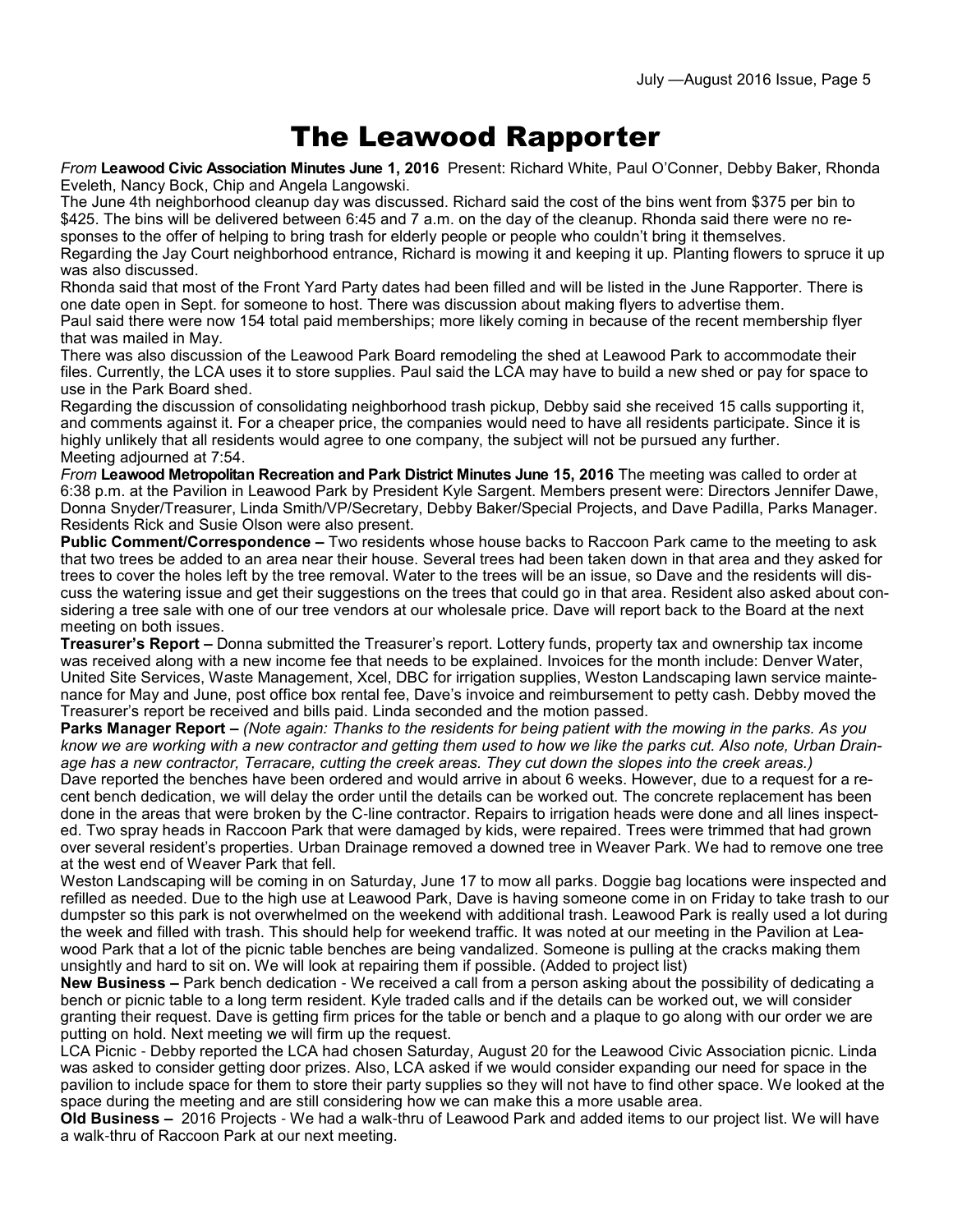# The Leawood Rapporter

*From* **Leawood Civic Association Minutes June 1, 2016** Present: Richard White, Paul O'Conner, Debby Baker, Rhonda Eveleth, Nancy Bock, Chip and Angela Langowski.

The June 4th neighborhood cleanup day was discussed. Richard said the cost of the bins went from $375 per bin to $425. The bins will be delivered between 6:45 and 7 a.m. on the day of the cleanup. Rhonda said there were no responses to the offer of helping to bring trash for elderly people or people who couldn't bring it themselves.

Regarding the Jay Court neighborhood entrance, Richard is mowing it and keeping it up. Planting flowers to spruce it up was also discussed.

Rhonda said that most of the Front Yard Party dates had been filled and will be listed in the June Rapporter. There is one date open in Sept. for someone to host. There was discussion about making flyers to advertise them.

Paul said there were now 154 total paid memberships; more likely coming in because of the recent membership flyer that was mailed in May.

There was also discussion of the Leawood Park Board remodeling the shed at Leawood Park to accommodate their files. Currently, the LCA uses it to store supplies. Paul said the LCA may have to build a new shed or pay for space to use in the Park Board shed.

Regarding the discussion of consolidating neighborhood trash pickup, Debby said she received 15 calls supporting it, and comments against it. For a cheaper price, the companies would need to have all residents participate. Since it is highly unlikely that all residents would agree to one company, the subject will not be pursued any further.

Meeting adjourned at 7:54.

*From* **Leawood Metropolitan Recreation and Park District Minutes June 15, 2016** The meeting was called to order at 6:38 p.m. at the Pavilion in Leawood Park by President Kyle Sargent. Members present were: Directors Jennifer Dawe, Donna Snyder/Treasurer, Linda Smith/VP/Secretary, Debby Baker/Special Projects, and Dave Padilla, Parks Manager. Residents Rick and Susie Olson were also present.

**Public Comment/Correspondence –** Two residents whose house backs to Raccoon Park came to the meeting to ask that two trees be added to an area near their house. Several trees had been taken down in that area and they asked for trees to cover the holes left by the tree removal. Water to the trees will be an issue, so Dave and the residents will discuss the watering issue and get their suggestions on the trees that could go in that area. Resident also asked about considering a tree sale with one of our tree vendors at our wholesale price. Dave will report back to the Board at the next meeting on both issues.

**Treasurer's Report –** Donna submitted the Treasurer's report. Lottery funds, property tax and ownership tax income was received along with a new income fee that needs to be explained. Invoices for the month include: Denver Water, United Site Services, Waste Management, Xcel, DBC for irrigation supplies, Weston Landscaping lawn service maintenance for May and June, post office box rental fee, Dave's invoice and reimbursement to petty cash. Debby moved the Treasurer's report be received and bills paid. Linda seconded and the motion passed.

**Parks Manager Report –** *(Note again: Thanks to the residents for being patient with the mowing in the parks. As you know we are working with a new contractor and getting them used to how we like the parks cut. Also note, Urban Drainage has a new contractor, Terracare, cutting the creek areas. They cut down the slopes into the creek areas.)*

Dave reported the benches have been ordered and would arrive in about 6 weeks. However, due to a request for a recent bench dedication, we will delay the order until the details can be worked out. The concrete replacement has been done in the areas that were broken by the C-line contractor. Repairs to irrigation heads were done and all lines inspected. Two spray heads in Raccoon Park that were damaged by kids, were repaired. Trees were trimmed that had grown over several resident's properties. Urban Drainage removed a downed tree in Weaver Park. We had to remove one tree at the west end of Weaver Park that fell.

Weston Landscaping will be coming in on Saturday, June 17 to mow all parks. Doggie bag locations were inspected and refilled as needed. Due to the high use at Leawood Park, Dave is having someone come in on Friday to take trash to our dumpster so this park is not overwhelmed on the weekend with additional trash. Leawood Park is really used a lot during the week and filled with trash. This should help for weekend traffic. It was noted at our meeting in the Pavilion at Leawood Park that a lot of the picnic table benches are being vandalized. Someone is pulling at the cracks making them unsightly and hard to sit on. We will look at repairing them if possible. (Added to project list)

**New Business –** Park bench dedication - We received a call from a person asking about the possibility of dedicating a bench or picnic table to a long term resident. Kyle traded calls and if the details can be worked out, we will consider granting their request. Dave is getting firm prices for the table or bench and a plaque to go along with our order we are putting on hold. Next meeting we will firm up the request.

LCA Picnic - Debby reported the LCA had chosen Saturday, August 20 for the Leawood Civic Association picnic. Linda was asked to consider getting door prizes. Also, LCA asked if we would consider expanding our need for space in the pavilion to include space for them to store their party supplies so they will not have to find other space. We looked at the space during the meeting and are still considering how we can make this a more usable area.

**Old Business –** 2016 Projects - We had a walk-thru of Leawood Park and added items to our project list. We will have a walk-thru of Raccoon Park at our next meeting.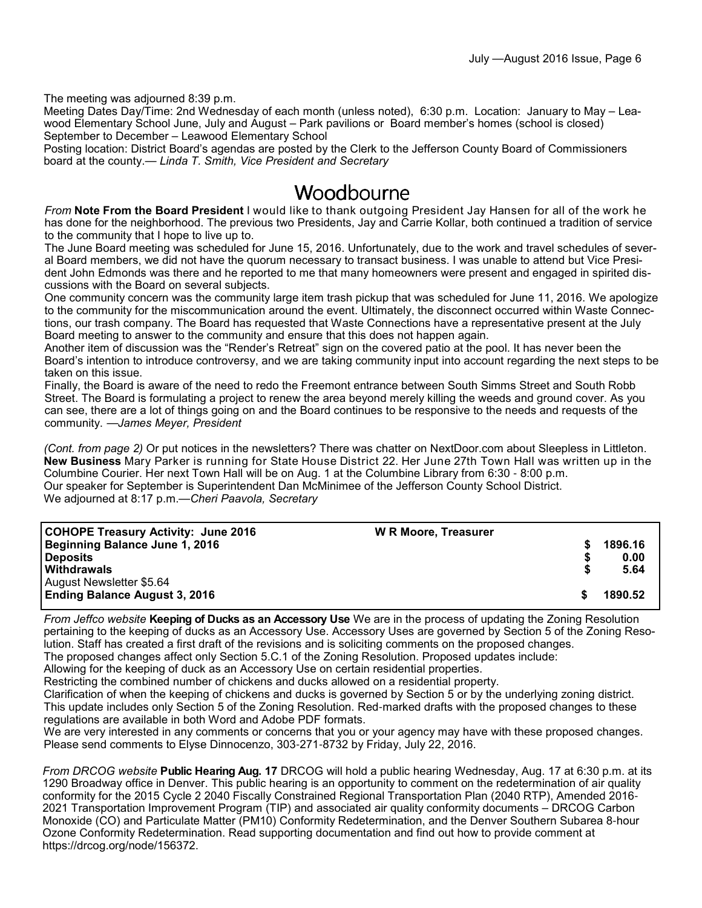The meeting was adjourned 8:39 p.m.

Meeting Dates Day/Time: 2nd Wednesday of each month (unless noted), 6:30 p.m. Location: January to May – Leawood Elementary School June, July and August – Park pavilions or Board member's homes (school is closed) September to December – Leawood Elementary School

Posting location: District Board's agendas are posted by the Clerk to the Jefferson County Board of Commissioners board at the county.— *Linda T. Smith, Vice President and Secretary*

# Woodbourne

*From* **Note From the Board President** I would like to thank outgoing President Jay Hansen for all of the work he has done for the neighborhood. The previous two Presidents, Jay and Carrie Kollar, both continued a tradition of service to the community that I hope to live up to.

The June Board meeting was scheduled for June 15, 2016. Unfortunately, due to the work and travel schedules of several Board members, we did not have the quorum necessary to transact business. I was unable to attend but Vice President John Edmonds was there and he reported to me that many homeowners were present and engaged in spirited discussions with the Board on several subjects.

One community concern was the community large item trash pickup that was scheduled for June 11, 2016. We apologize to the community for the miscommunication around the event. Ultimately, the disconnect occurred within Waste Connections, our trash company. The Board has requested that Waste Connections have a representative present at the July Board meeting to answer to the community and ensure that this does not happen again.

Another item of discussion was the "Render's Retreat" sign on the covered patio at the pool. It has never been the Board's intention to introduce controversy, and we are taking community input into account regarding the next steps to be taken on this issue.

Finally, the Board is aware of the need to redo the Freemont entrance between South Simms Street and South Robb Street. The Board is formulating a project to renew the area beyond merely killing the weeds and ground cover. As you can see, there are a lot of things going on and the Board continues to be responsive to the needs and requests of the community. —*James Meyer, President*

*(Cont. from page 2)* Or put notices in the newsletters? There was chatter on NextDoor.com about Sleepless in Littleton.

**New Business** Mary Parker is running for State House District 22. Her June 27th Town Hall was written up in the Columbine Courier. Her next Town Hall will be on Aug. 1 at the Columbine Library from 6:30 - 8:00 p.m.

Our speaker for September is Superintendent Dan McMinimee of the Jefferson County School District.

We adjourned at 8:17 p.m.—*Cheri Paavola, Secretary*

| **COHOPE Treasury Activity: June 2016** | **W R Moore, Treasurer** | |
|---|---|---|
| **Beginning Balance June 1, 2016** | | **$ 1896.16** |
| **Deposits** | | **$ 0.00** |
| **Withdrawals** | | **$ 5.64** |
| August Newsletter $5.64 | | |
| **Ending Balance August 3, 2016** | | **$ 1890.52** |

*From Jeffco website* **Keeping of Ducks as an Accessory Use** We are in the process of updating the Zoning Resolution pertaining to the keeping of ducks as an Accessory Use. Accessory Uses are governed by Section 5 of the Zoning Resolution. Staff has created a first draft of the revisions and is soliciting comments on the proposed changes.

The proposed changes affect only Section 5.C.1 of the Zoning Resolution. Proposed updates include:

Allowing for the keeping of duck as an Accessory Use on certain residential properties.

Restricting the combined number of chickens and ducks allowed on a residential property.

Clarification of when the keeping of chickens and ducks is governed by Section 5 or by the underlying zoning district. This update includes only Section 5 of the Zoning Resolution. Red-marked drafts with the proposed changes to these regulations are available in both Word and Adobe PDF formats.

We are very interested in any comments or concerns that you or your agency may have with these proposed changes. Please send comments to Elyse Dinnocenzo, 303-271-8732 by Friday, July 22, 2016.

*From DRCOG website* **Public Hearing Aug. 17** DRCOG will hold a public hearing Wednesday, Aug. 17 at 6:30 p.m. at its 1290 Broadway office in Denver. This public hearing is an opportunity to comment on the redetermination of air quality conformity for the 2015 Cycle 2 2040 Fiscally Constrained Regional Transportation Plan (2040 RTP), Amended 2016-2021 Transportation Improvement Program (TIP) and associated air quality conformity documents – DRCOG Carbon Monoxide (CO) and Particulate Matter (PM10) Conformity Redetermination, and the Denver Southern Subarea 8-hour Ozone Conformity Redetermination. Read supporting documentation and find out how to provide comment at https://drcog.org/node/156372.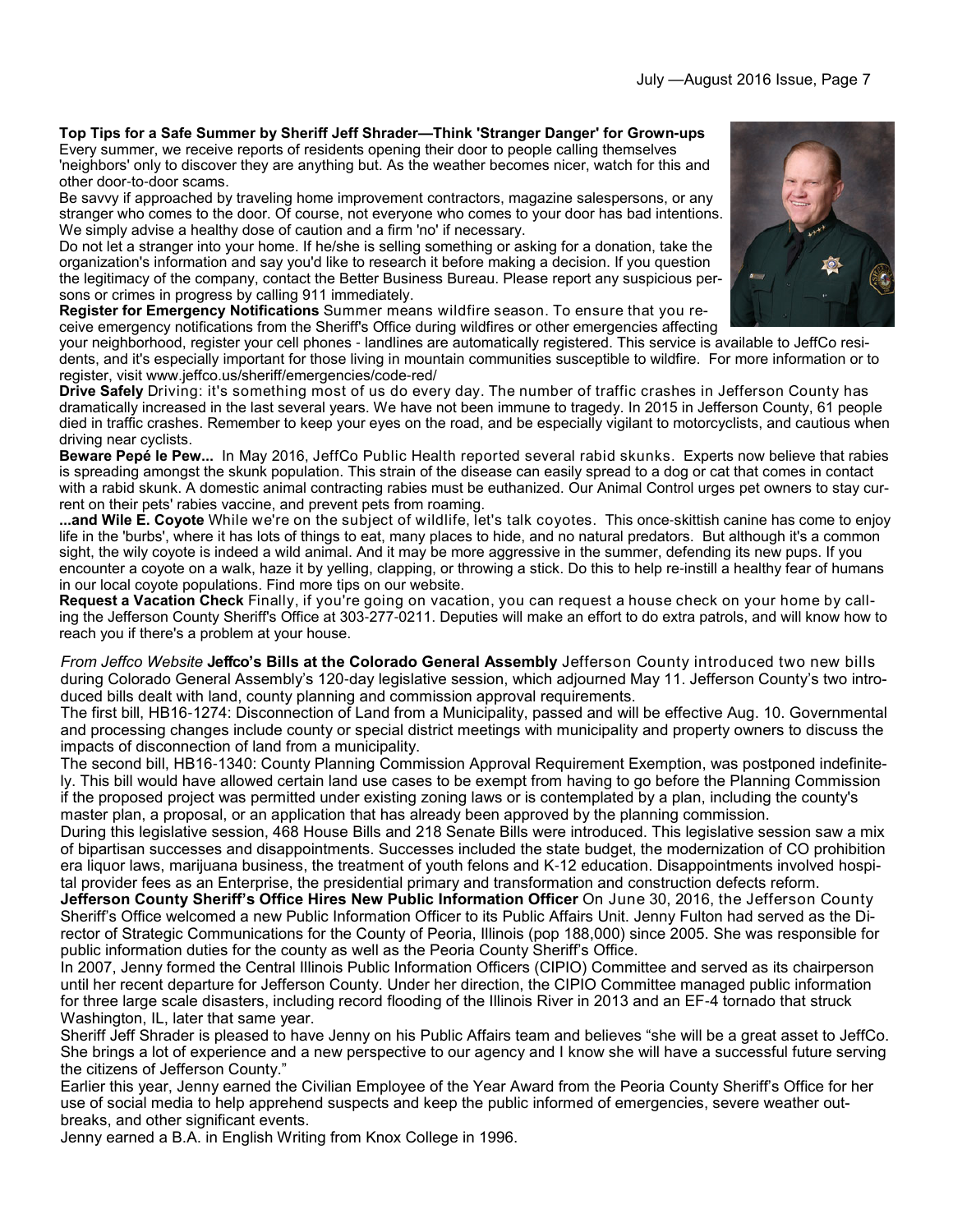**Top Tips for a Safe Summer by Sheriff Jeff Shrader—Think 'Stranger Danger' for Grown-ups**
Every summer, we receive reports of residents opening their door to people calling themselves 'neighbors' only to discover they are anything but. As the weather becomes nicer, watch for this and other door-to-door scams.

Be savvy if approached by traveling home improvement contractors, magazine salespersons, or any stranger who comes to the door. Of course, not everyone who comes to your door has bad intentions. We simply advise a healthy dose of caution and a firm 'no' if necessary.

Do not let a stranger into your home. If he/she is selling something or asking for a donation, take the organization's information and say you'd like to research it before making a decision. If you question the legitimacy of the company, contact the Better Business Bureau. Please report any suspicious persons or crimes in progress by calling 911 immediately.

**Register for Emergency Notifications** Summer means wildfire season. To ensure that you receive emergency notifications from the Sheriff's Office during wildfires or other emergencies affecting your neighborhood, register your cell phones - landlines are automatically registered. This service is available to JeffCo residents, and it's especially important for those living in mountain communities susceptible to wildfire. For more information or to register, visit www.jeffco.us/sheriff/emergencies/code-red/

**Drive Safely** Driving: it's something most of us do every day. The number of traffic crashes in Jefferson County has dramatically increased in the last several years. We have not been immune to tragedy. In 2015 in Jefferson County, 61 people died in traffic crashes. Remember to keep your eyes on the road, and be especially vigilant to motorcyclists, and cautious when driving near cyclists.

**Beware Pepé le Pew...** In May 2016, JeffCo Public Health reported several rabid skunks. Experts now believe that rabies is spreading amongst the skunk population. This strain of the disease can easily spread to a dog or cat that comes in contact with a rabid skunk. A domestic animal contracting rabies must be euthanized. Our Animal Control urges pet owners to stay current on their pets' rabies vaccine, and prevent pets from roaming.

**...and Wile E. Coyote** While we're on the subject of wildlife, let's talk coyotes. This once-skittish canine has come to enjoy life in the 'burbs', where it has lots of things to eat, many places to hide, and no natural predators. But although it's a common sight, the wily coyote is indeed a wild animal. And it may be more aggressive in the summer, defending its new pups. If you encounter a coyote on a walk, haze it by yelling, clapping, or throwing a stick. Do this to help re-instill a healthy fear of humans in our local coyote populations. Find more tips on our website.

**Request a Vacation Check** Finally, if you're going on vacation, you can request a house check on your home by calling the Jefferson County Sheriff's Office at 303-277-0211. Deputies will make an effort to do extra patrols, and will know how to reach you if there's a problem at your house.

*From Jeffco Website* **Jeffco's Bills at the Colorado General Assembly** Jefferson County introduced two new bills during Colorado General Assembly's 120-day legislative session, which adjourned May 11. Jefferson County's two introduced bills dealt with land, county planning and commission approval requirements.

The first bill, HB16-1274: Disconnection of Land from a Municipality, passed and will be effective Aug. 10. Governmental and processing changes include county or special district meetings with municipality and property owners to discuss the impacts of disconnection of land from a municipality.

The second bill, HB16-1340: County Planning Commission Approval Requirement Exemption, was postponed indefinitely. This bill would have allowed certain land use cases to be exempt from having to go before the Planning Commission if the proposed project was permitted under existing zoning laws or is contemplated by a plan, including the county's master plan, a proposal, or an application that has already been approved by the planning commission.

During this legislative session, 468 House Bills and 218 Senate Bills were introduced. This legislative session saw a mix of bipartisan successes and disappointments. Successes included the state budget, the modernization of CO prohibition era liquor laws, marijuana business, the treatment of youth felons and K-12 education. Disappointments involved hospital provider fees as an Enterprise, the presidential primary and transformation and construction defects reform.

**Jefferson County Sheriff's Office Hires New Public Information Officer** On June 30, 2016, the Jefferson County Sheriff's Office welcomed a new Public Information Officer to its Public Affairs Unit. Jenny Fulton had served as the Director of Strategic Communications for the County of Peoria, Illinois (pop 188,000) since 2005. She was responsible for public information duties for the county as well as the Peoria County Sheriff's Office.

In 2007, Jenny formed the Central Illinois Public Information Officers (CIPIO) Committee and served as its chairperson until her recent departure for Jefferson County. Under her direction, the CIPIO Committee managed public information for three large scale disasters, including record flooding of the Illinois River in 2013 and an EF-4 tornado that struck Washington, IL, later that same year.

Sheriff Jeff Shrader is pleased to have Jenny on his Public Affairs team and believes "she will be a great asset to JeffCo. She brings a lot of experience and a new perspective to our agency and I know she will have a successful future serving the citizens of Jefferson County."

Earlier this year, Jenny earned the Civilian Employee of the Year Award from the Peoria County Sheriff's Office for her use of social media to help apprehend suspects and keep the public informed of emergencies, severe weather outbreaks, and other significant events.

Jenny earned a B.A. in English Writing from Knox College in 1996.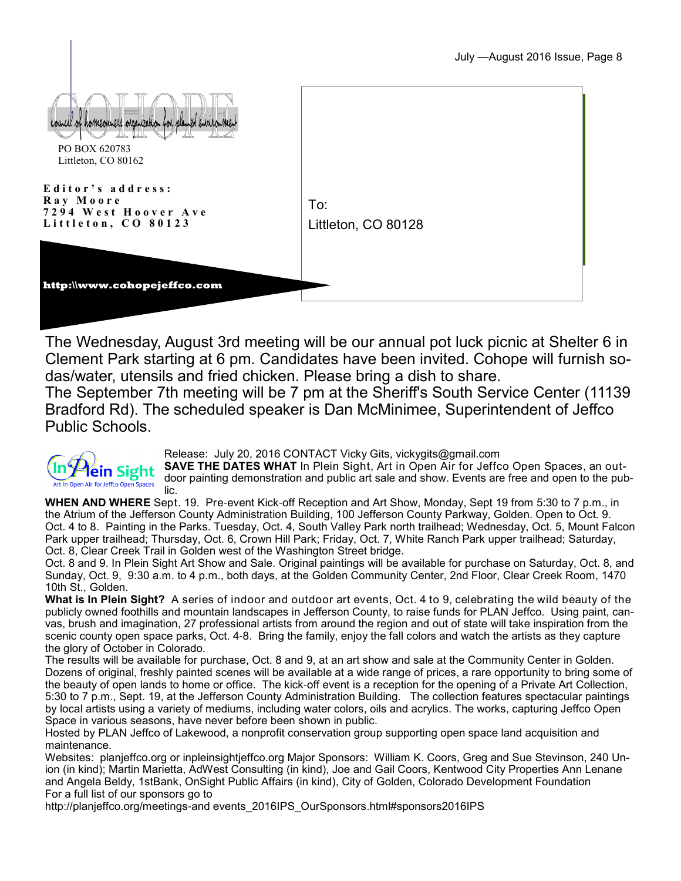COHOPE

council of homeowners organization for planned environment

PO BOX 620783
Littleton, CO 80162

**Editor's address:**
**Ray Moore**
**7294 West Hoover Ave**
**Littleton, CO 80123**

**http:\\www.cohopejeffco.com**

To:
Littleton, CO 80128

The Wednesday, August 3rd meeting will be our annual pot luck picnic at Shelter 6 in Clement Park starting at 6 pm. Candidates have been invited. Cohope will furnish sodas/water, utensils and fried chicken. Please bring a dish to share.
The September 7th meeting will be 7 pm at the Sheriff's South Service Center (11139 Bradford Rd). The scheduled speaker is Dan McMinimee, Superintendent of Jeffco Public Schools.

In Plein Sight
Art in Open Air for Jeffco Open Spaces

Release: July 20, 2016 CONTACT Vicky Gits, vickygits@gmail.com
**SAVE THE DATES WHAT** In Plein Sight, Art in Open Air for Jeffco Open Spaces, an outdoor painting demonstration and public art sale and show. Events are free and open to the public.

**WHEN AND WHERE** Sept. 19. Pre-event Kick-off Reception and Art Show, Monday, Sept 19 from 5:30 to 7 p.m., in the Atrium of the Jefferson County Administration Building, 100 Jefferson County Parkway, Golden. Open to Oct. 9.
Oct. 4 to 8. Painting in the Parks. Tuesday, Oct. 4, South Valley Park north trailhead; Wednesday, Oct. 5, Mount Falcon Park upper trailhead; Thursday, Oct. 6, Crown Hill Park; Friday, Oct. 7, White Ranch Park upper trailhead; Saturday, Oct. 8, Clear Creek Trail in Golden west of the Washington Street bridge.
Oct. 8 and 9. In Plein Sight Art Show and Sale. Original paintings will be available for purchase on Saturday, Oct. 8, and Sunday, Oct. 9, 9:30 a.m. to 4 p.m., both days, at the Golden Community Center, 2nd Floor, Clear Creek Room, 1470 10th St., Golden.

**What is In Plein Sight?** A series of indoor and outdoor art events, Oct. 4 to 9, celebrating the wild beauty of the publicly owned foothills and mountain landscapes in Jefferson County, to raise funds for PLAN Jeffco. Using paint, canvas, brush and imagination, 27 professional artists from around the region and out of state will take inspiration from the scenic county open space parks, Oct. 4-8. Bring the family, enjoy the fall colors and watch the artists as they capture the glory of October in Colorado.
The results will be available for purchase, Oct. 8 and 9, at an art show and sale at the Community Center in Golden. Dozens of original, freshly painted scenes will be available at a wide range of prices, a rare opportunity to bring some of the beauty of open lands to home or office. The kick-off event is a reception for the opening of a Private Art Collection, 5:30 to 7 p.m., Sept. 19, at the Jefferson County Administration Building. The collection features spectacular paintings by local artists using a variety of mediums, including water colors, oils and acrylics. The works, capturing Jeffco Open Space in various seasons, have never before been shown in public.
Hosted by PLAN Jeffco of Lakewood, a nonprofit conservation group supporting open space land acquisition and maintenance.
Websites: planjeffco.org or inpleinsightjeffco.org Major Sponsors: William K. Coors, Greg and Sue Stevinson, 240 Union (in kind); Martin Marietta, AdWest Consulting (in kind), Joe and Gail Coors, Kentwood City Properties Ann Lenane and Angela Beldy, 1stBank, OnSight Public Affairs (in kind), City of Golden, Colorado Development Foundation
For a full list of our sponsors go to
http://planjeffco.org/meetings-and events_2016IPS_OurSponsors.html#sponsors2016IPS